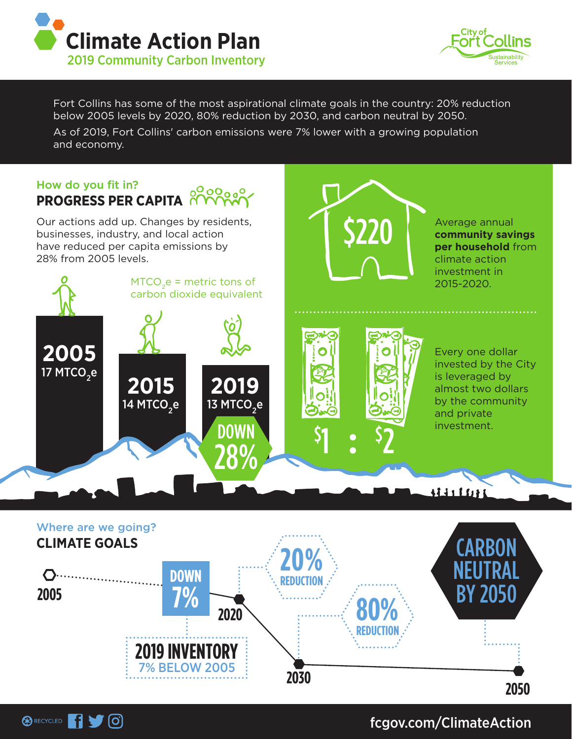# Climate Action Plan

## 2019 Community Carbon Inventory

City of Fort Collins Sustainability Services

Fort Collins has some of the most aspirational climate goals in the country: 20% reduction below 2005 levels by 2020, 80% reduction by 2030, and carbon neutral by 2050.

As of 2019, Fort Collins' carbon emissions were 7% lower with a growing population and economy.

### How do you fit in?

## PROGRESS PER CAPITA

Our actions add up. Changes by residents, businesses, industry, and local action have reduced per capita emissions by 28% from 2005 levels.

$MTCO_2e$ = metric tons of carbon dioxide equivalent

- **2005** — 17 $MTCO_2e$
- **2015** — 14 $MTCO_2e$
- **2019** — 13 $MTCO_2e$

DOWN 28%

**$220** — Average annual **community savings per household** from climate action investment in 2015-2020.

**$1 : $2** — Every one dollar invested by the City is leveraged by almost two dollars by the community and private investment.

### Where are we going?

## CLIMATE GOALS

- **2005**
- **DOWN 7%** — **2019 INVENTORY** 7% BELOW 2005
- **2020** — 20% REDUCTION
- **2030** — 80% REDUCTION
- **2050** — CARBON NEUTRAL BY 2050

RECYCLED

fcgov.com/ClimateAction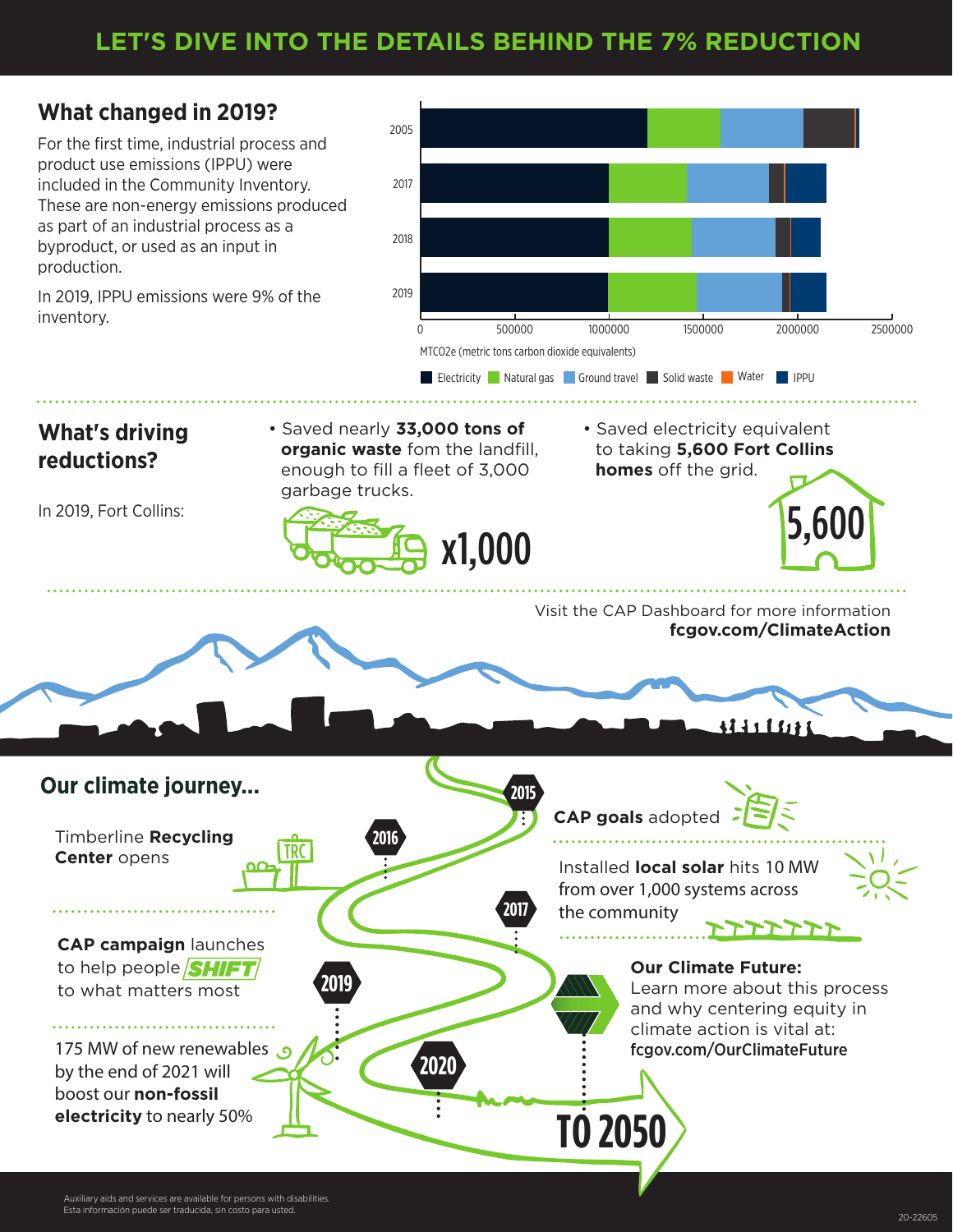# LET'S DIVE INTO THE DETAILS BEHIND THE 7% REDUCTION

## What changed in 2019?

For the first time, industrial process and product use emissions (IPPU) were included in the Community Inventory. These are non-energy emissions produced as part of an industrial process as a byproduct, or used as an input in production.

In 2019, IPPU emissions were 9% of the inventory.

2005
2017
2018
2019

0 500000 1000000 1500000 2000000 2500000

MTCO2e (metric tons carbon dioxide equivalents)

Electricity Natural gas Ground travel Solid waste Water IPPU

## What's driving reductions?

In 2019, Fort Collins:

- Saved nearly **33,000 tons of organic waste** fom the landfill, enough to fill a fleet of 3,000 garbage trucks.

x1,000

- Saved electricity equivalent to taking **5,600 Fort Collins homes** off the grid.

5,600

Visit the CAP Dashboard for more information
**fcgov.com/ClimateAction**

## Our climate journey...

2015 — **CAP goals** adopted

2016 — Timberline **Recycling Center** opens

TRC

2017 — Installed **local solar** hits 10 MW from over 1,000 systems across the community

2019 — **CAP campaign** launches to help people ***SHIFT*** to what matters most

2020 — 175 MW of new renewables by the end of 2021 will boost our **non-fossil electricity** to nearly 50%

**Our Climate Future:**
Learn more about this process and why centering equity in climate action is vital at:
**fcgov.com/OurClimateFuture**

TO 2050

Auxiliary aids and services are available for persons with disabilities.
Esta información puede ser traducida, sin costo para usted.

20-22605